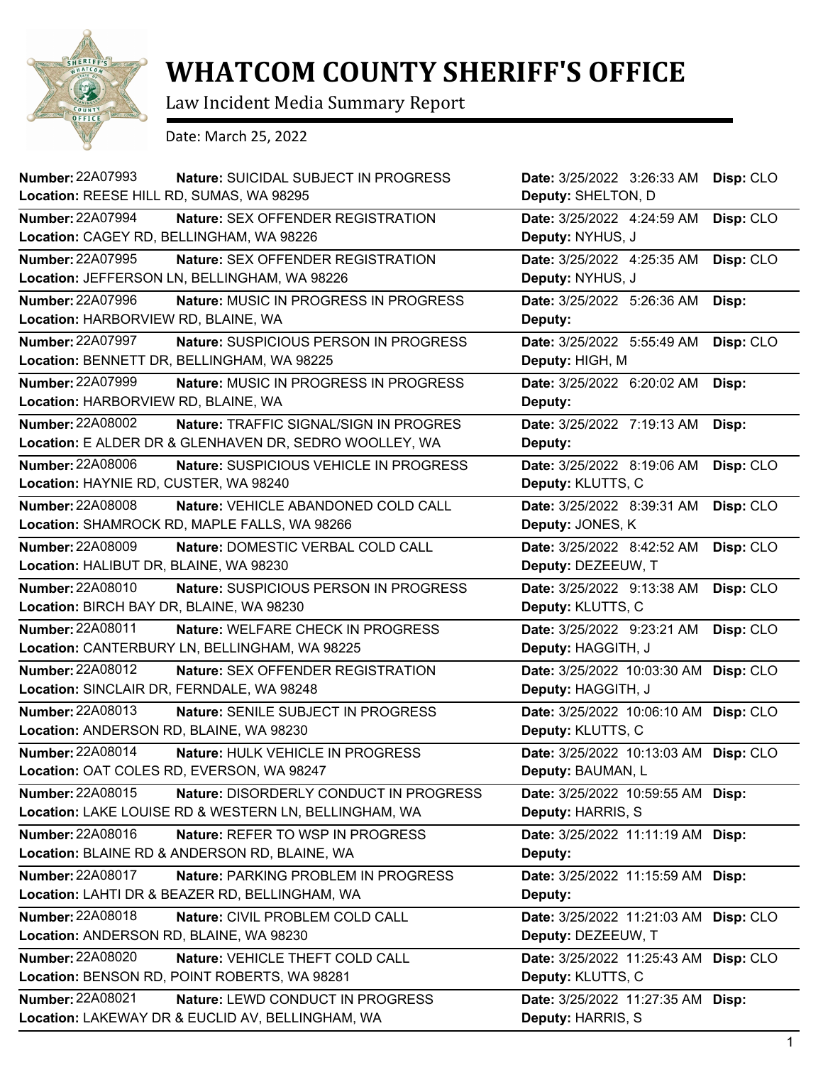# WHATCOM COUNTY SHERIFF'S OFFICE

Law Incident Media Summary Report

Date: March 25, 2022

| Number | Nature | Location | Date | Deputy | Disp |
|---|---|---|---|---|---|
| 22A07993 | SUICIDAL SUBJECT IN PROGRESS | REESE HILL RD, SUMAS, WA 98295 | 3/25/2022 3:26:33 AM | SHELTON, D | CLO |
| 22A07994 | SEX OFFENDER REGISTRATION | CAGEY RD, BELLINGHAM, WA 98226 | 3/25/2022 4:24:59 AM | NYHUS, J | CLO |
| 22A07995 | SEX OFFENDER REGISTRATION | JEFFERSON LN, BELLINGHAM, WA 98226 | 3/25/2022 4:25:35 AM | NYHUS, J | CLO |
| 22A07996 | MUSIC IN PROGRESS IN PROGRESS | HARBORVIEW RD, BLAINE, WA | 3/25/2022 5:26:36 AM | | |
| 22A07997 | SUSPICIOUS PERSON IN PROGRESS | BENNETT DR, BELLINGHAM, WA 98225 | 3/25/2022 5:55:49 AM | HIGH, M | CLO |
| 22A07999 | MUSIC IN PROGRESS IN PROGRESS | HARBORVIEW RD, BLAINE, WA | 3/25/2022 6:20:02 AM | | |
| 22A08002 | TRAFFIC SIGNAL/SIGN IN PROGRES | E ALDER DR & GLENHAVEN DR, SEDRO WOOLLEY, WA | 3/25/2022 7:19:13 AM | | |
| 22A08006 | SUSPICIOUS VEHICLE IN PROGRESS | HAYNIE RD, CUSTER, WA 98240 | 3/25/2022 8:19:06 AM | KLUTTS, C | CLO |
| 22A08008 | VEHICLE ABANDONED COLD CALL | SHAMROCK RD, MAPLE FALLS, WA 98266 | 3/25/2022 8:39:31 AM | JONES, K | CLO |
| 22A08009 | DOMESTIC VERBAL COLD CALL | HALIBUT DR, BLAINE, WA 98230 | 3/25/2022 8:42:52 AM | DEZEEUW, T | CLO |
| 22A08010 | SUSPICIOUS PERSON IN PROGRESS | BIRCH BAY DR, BLAINE, WA 98230 | 3/25/2022 9:13:38 AM | KLUTTS, C | CLO |
| 22A08011 | WELFARE CHECK IN PROGRESS | CANTERBURY LN, BELLINGHAM, WA 98225 | 3/25/2022 9:23:21 AM | HAGGITH, J | CLO |
| 22A08012 | SEX OFFENDER REGISTRATION | SINCLAIR DR, FERNDALE, WA 98248 | 3/25/2022 10:03:30 AM | HAGGITH, J | CLO |
| 22A08013 | SENILE SUBJECT IN PROGRESS | ANDERSON RD, BLAINE, WA 98230 | 3/25/2022 10:06:10 AM | KLUTTS, C | CLO |
| 22A08014 | HULK VEHICLE IN PROGRESS | OAT COLES RD, EVERSON, WA 98247 | 3/25/2022 10:13:03 AM | BAUMAN, L | CLO |
| 22A08015 | DISORDERLY CONDUCT IN PROGRESS | LAKE LOUISE RD & WESTERN LN, BELLINGHAM, WA | 3/25/2022 10:59:55 AM | HARRIS, S | |
| 22A08016 | REFER TO WSP IN PROGRESS | BLAINE RD & ANDERSON RD, BLAINE, WA | 3/25/2022 11:11:19 AM | | |
| 22A08017 | PARKING PROBLEM IN PROGRESS | LAHTI DR & BEAZER RD, BELLINGHAM, WA | 3/25/2022 11:15:59 AM | | |
| 22A08018 | CIVIL PROBLEM COLD CALL | ANDERSON RD, BLAINE, WA 98230 | 3/25/2022 11:21:03 AM | DEZEEUW, T | CLO |
| 22A08020 | VEHICLE THEFT COLD CALL | BENSON RD, POINT ROBERTS, WA 98281 | 3/25/2022 11:25:43 AM | KLUTTS, C | CLO |
| 22A08021 | LEWD CONDUCT IN PROGRESS | LAKEWAY DR & EUCLID AV, BELLINGHAM, WA | 3/25/2022 11:27:35 AM | HARRIS, S | |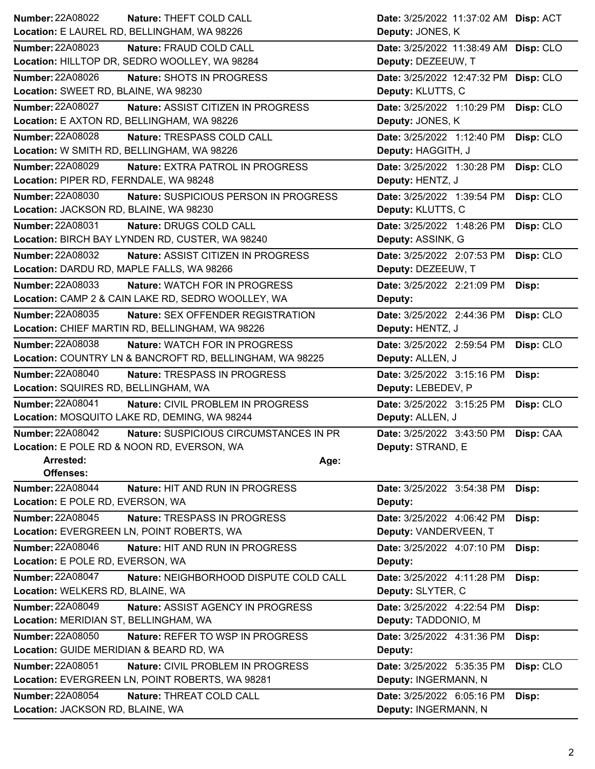**Number:** 22A08022 **Nature:** THEFT COLD CALL **Date:** 3/25/2022 11:37:02 AM **Disp:** ACT
**Location:** E LAUREL RD, BELLINGHAM, WA 98226 **Deputy:** JONES, K

---

**Number:** 22A08023 **Nature:** FRAUD COLD CALL **Date:** 3/25/2022 11:38:49 AM **Disp:** CLO
**Location:** HILLTOP DR, SEDRO WOOLLEY, WA 98284 **Deputy:** DEZEEUW, T

---

**Number:** 22A08026 **Nature:** SHOTS IN PROGRESS **Date:** 3/25/2022 12:47:32 PM **Disp:** CLO
**Location:** SWEET RD, BLAINE, WA 98230 **Deputy:** KLUTTS, C

---

**Number:** 22A08027 **Nature:** ASSIST CITIZEN IN PROGRESS **Date:** 3/25/2022 1:10:29 PM **Disp:** CLO
**Location:** E AXTON RD, BELLINGHAM, WA 98226 **Deputy:** JONES, K

---

**Number:** 22A08028 **Nature:** TRESPASS COLD CALL **Date:** 3/25/2022 1:12:40 PM **Disp:** CLO
**Location:** W SMITH RD, BELLINGHAM, WA 98226 **Deputy:** HAGGITH, J

---

**Number:** 22A08029 **Nature:** EXTRA PATROL IN PROGRESS **Date:** 3/25/2022 1:30:28 PM **Disp:** CLO
**Location:** PIPER RD, FERNDALE, WA 98248 **Deputy:** HENTZ, J

---

**Number:** 22A08030 **Nature:** SUSPICIOUS PERSON IN PROGRESS **Date:** 3/25/2022 1:39:54 PM **Disp:** CLO
**Location:** JACKSON RD, BLAINE, WA 98230 **Deputy:** KLUTTS, C

---

**Number:** 22A08031 **Nature:** DRUGS COLD CALL **Date:** 3/25/2022 1:48:26 PM **Disp:** CLO
**Location:** BIRCH BAY LYNDEN RD, CUSTER, WA 98240 **Deputy:** ASSINK, G

---

**Number:** 22A08032 **Nature:** ASSIST CITIZEN IN PROGRESS **Date:** 3/25/2022 2:07:53 PM **Disp:** CLO
**Location:** DARDU RD, MAPLE FALLS, WA 98266 **Deputy:** DEZEEUW, T

---

**Number:** 22A08033 **Nature:** WATCH FOR IN PROGRESS **Date:** 3/25/2022 2:21:09 PM **Disp:**
**Location:** CAMP 2 & CAIN LAKE RD, SEDRO WOOLLEY, WA **Deputy:**

---

**Number:** 22A08035 **Nature:** SEX OFFENDER REGISTRATION **Date:** 3/25/2022 2:44:36 PM **Disp:** CLO
**Location:** CHIEF MARTIN RD, BELLINGHAM, WA 98226 **Deputy:** HENTZ, J

---

**Number:** 22A08038 **Nature:** WATCH FOR IN PROGRESS **Date:** 3/25/2022 2:59:54 PM **Disp:** CLO
**Location:** COUNTRY LN & BANCROFT RD, BELLINGHAM, WA 98225 **Deputy:** ALLEN, J

---

**Number:** 22A08040 **Nature:** TRESPASS IN PROGRESS **Date:** 3/25/2022 3:15:16 PM **Disp:**
**Location:** SQUIRES RD, BELLINGHAM, WA **Deputy:** LEBEDEV, P

---

**Number:** 22A08041 **Nature:** CIVIL PROBLEM IN PROGRESS **Date:** 3/25/2022 3:15:25 PM **Disp:** CLO
**Location:** MOSQUITO LAKE RD, DEMING, WA 98244 **Deputy:** ALLEN, J

---

**Number:** 22A08042 **Nature:** SUSPICIOUS CIRCUMSTANCES IN PR **Date:** 3/25/2022 3:43:50 PM **Disp:** CAA
**Location:** E POLE RD & NOON RD, EVERSON, WA **Deputy:** STRAND, E
**Arrested:** **Age:**
**Offenses:**

---

**Number:** 22A08044 **Nature:** HIT AND RUN IN PROGRESS **Date:** 3/25/2022 3:54:38 PM **Disp:**
**Location:** E POLE RD, EVERSON, WA **Deputy:**

---

**Number:** 22A08045 **Nature:** TRESPASS IN PROGRESS **Date:** 3/25/2022 4:06:42 PM **Disp:**
**Location:** EVERGREEN LN, POINT ROBERTS, WA **Deputy:** VANDERVEEN, T

---

**Number:** 22A08046 **Nature:** HIT AND RUN IN PROGRESS **Date:** 3/25/2022 4:07:10 PM **Disp:**
**Location:** E POLE RD, EVERSON, WA **Deputy:**

---

**Number:** 22A08047 **Nature:** NEIGHBORHOOD DISPUTE COLD CALL **Date:** 3/25/2022 4:11:28 PM **Disp:**
**Location:** WELKERS RD, BLAINE, WA **Deputy:** SLYTER, C

---

**Number:** 22A08049 **Nature:** ASSIST AGENCY IN PROGRESS **Date:** 3/25/2022 4:22:54 PM **Disp:**
**Location:** MERIDIAN ST, BELLINGHAM, WA **Deputy:** TADDONIO, M

---

**Number:** 22A08050 **Nature:** REFER TO WSP IN PROGRESS **Date:** 3/25/2022 4:31:36 PM **Disp:**
**Location:** GUIDE MERIDIAN & BEARD RD, WA **Deputy:**

---

**Number:** 22A08051 **Nature:** CIVIL PROBLEM IN PROGRESS **Date:** 3/25/2022 5:35:35 PM **Disp:** CLO
**Location:** EVERGREEN LN, POINT ROBERTS, WA 98281 **Deputy:** INGERMANN, N

---

**Number:** 22A08054 **Nature:** THREAT COLD CALL **Date:** 3/25/2022 6:05:16 PM **Disp:**
**Location:** JACKSON RD, BLAINE, WA **Deputy:** INGERMANN, N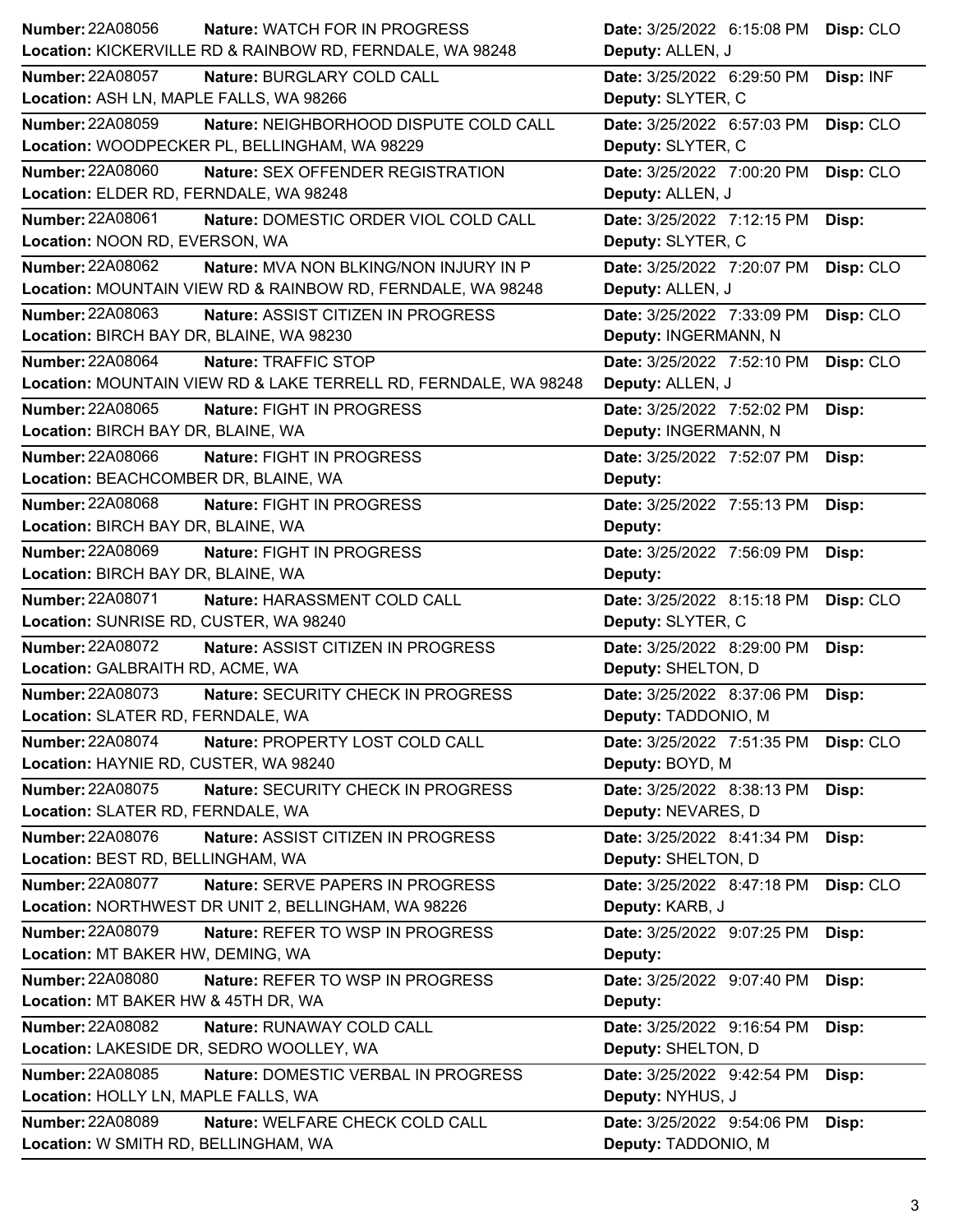| Number | Nature | Location | Date | Deputy | Disp |
|---|---|---|---|---|---|
| 22A08056 | WATCH FOR IN PROGRESS | KICKERVILLE RD & RAINBOW RD, FERNDALE, WA 98248 | 3/25/2022 6:15:08 PM | ALLEN, J | CLO |
| 22A08057 | BURGLARY COLD CALL | ASH LN, MAPLE FALLS, WA 98266 | 3/25/2022 6:29:50 PM | SLYTER, C | INF |
| 22A08059 | NEIGHBORHOOD DISPUTE COLD CALL | WOODPECKER PL, BELLINGHAM, WA 98229 | 3/25/2022 6:57:03 PM | SLYTER, C | CLO |
| 22A08060 | SEX OFFENDER REGISTRATION | ELDER RD, FERNDALE, WA 98248 | 3/25/2022 7:00:20 PM | ALLEN, J | CLO |
| 22A08061 | DOMESTIC ORDER VIOL COLD CALL | NOON RD, EVERSON, WA | 3/25/2022 7:12:15 PM | SLYTER, C | |
| 22A08062 | MVA NON BLKING/NON INJURY IN P | MOUNTAIN VIEW RD & RAINBOW RD, FERNDALE, WA 98248 | 3/25/2022 7:20:07 PM | ALLEN, J | CLO |
| 22A08063 | ASSIST CITIZEN IN PROGRESS | BIRCH BAY DR, BLAINE, WA 98230 | 3/25/2022 7:33:09 PM | INGERMANN, N | CLO |
| 22A08064 | TRAFFIC STOP | MOUNTAIN VIEW RD & LAKE TERRELL RD, FERNDALE, WA 98248 | 3/25/2022 7:52:10 PM | ALLEN, J | CLO |
| 22A08065 | FIGHT IN PROGRESS | BIRCH BAY DR, BLAINE, WA | 3/25/2022 7:52:02 PM | INGERMANN, N | |
| 22A08066 | FIGHT IN PROGRESS | BEACHCOMBER DR, BLAINE, WA | 3/25/2022 7:52:07 PM | | |
| 22A08068 | FIGHT IN PROGRESS | BIRCH BAY DR, BLAINE, WA | 3/25/2022 7:55:13 PM | | |
| 22A08069 | FIGHT IN PROGRESS | BIRCH BAY DR, BLAINE, WA | 3/25/2022 7:56:09 PM | | |
| 22A08071 | HARASSMENT COLD CALL | SUNRISE RD, CUSTER, WA 98240 | 3/25/2022 8:15:18 PM | SLYTER, C | CLO |
| 22A08072 | ASSIST CITIZEN IN PROGRESS | GALBRAITH RD, ACME, WA | 3/25/2022 8:29:00 PM | SHELTON, D | |
| 22A08073 | SECURITY CHECK IN PROGRESS | SLATER RD, FERNDALE, WA | 3/25/2022 8:37:06 PM | TADDONIO, M | |
| 22A08074 | PROPERTY LOST COLD CALL | HAYNIE RD, CUSTER, WA 98240 | 3/25/2022 7:51:35 PM | BOYD, M | CLO |
| 22A08075 | SECURITY CHECK IN PROGRESS | SLATER RD, FERNDALE, WA | 3/25/2022 8:38:13 PM | NEVARES, D | |
| 22A08076 | ASSIST CITIZEN IN PROGRESS | BEST RD, BELLINGHAM, WA | 3/25/2022 8:41:34 PM | SHELTON, D | |
| 22A08077 | SERVE PAPERS IN PROGRESS | NORTHWEST DR UNIT 2, BELLINGHAM, WA 98226 | 3/25/2022 8:47:18 PM | KARB, J | CLO |
| 22A08079 | REFER TO WSP IN PROGRESS | MT BAKER HW, DEMING, WA | 3/25/2022 9:07:25 PM | | |
| 22A08080 | REFER TO WSP IN PROGRESS | MT BAKER HW & 45TH DR, WA | 3/25/2022 9:07:40 PM | | |
| 22A08082 | RUNAWAY COLD CALL | LAKESIDE DR, SEDRO WOOLLEY, WA | 3/25/2022 9:16:54 PM | SHELTON, D | |
| 22A08085 | DOMESTIC VERBAL IN PROGRESS | HOLLY LN, MAPLE FALLS, WA | 3/25/2022 9:42:54 PM | NYHUS, J | |
| 22A08089 | WELFARE CHECK COLD CALL | W SMITH RD, BELLINGHAM, WA | 3/25/2022 9:54:06 PM | TADDONIO, M | |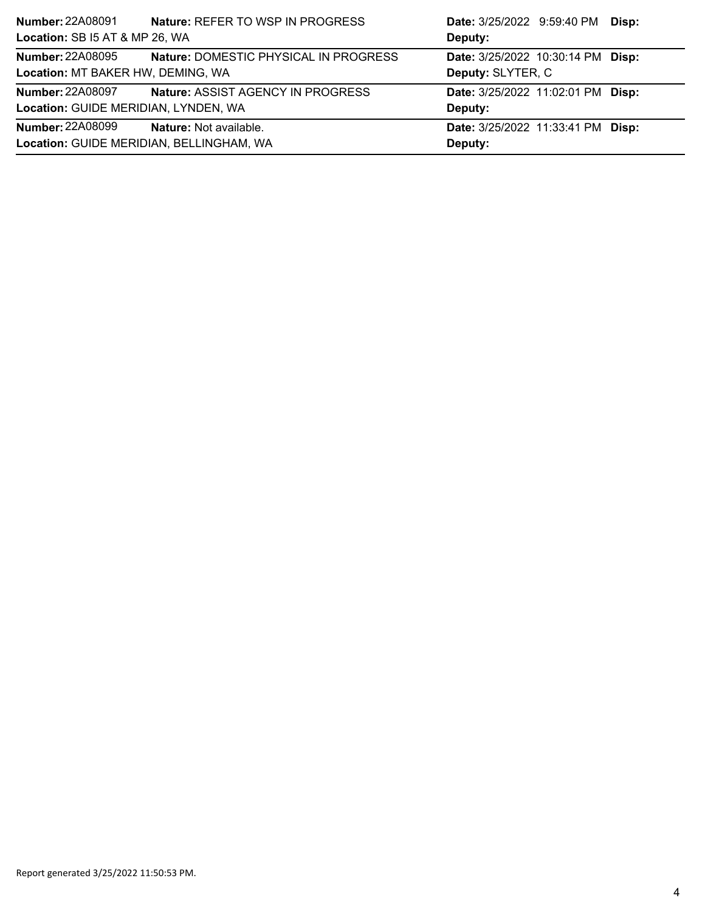**Number:** 22A08091 **Nature:** REFER TO WSP IN PROGRESS **Date:** 3/25/2022 9:59:40 PM **Disp:**
**Location:** SB I5 AT & MP 26, WA **Deputy:**

**Number:** 22A08095 **Nature:** DOMESTIC PHYSICAL IN PROGRESS **Date:** 3/25/2022 10:30:14 PM **Disp:**
**Location:** MT BAKER HW, DEMING, WA **Deputy:** SLYTER, C

**Number:** 22A08097 **Nature:** ASSIST AGENCY IN PROGRESS **Date:** 3/25/2022 11:02:01 PM **Disp:**
**Location:** GUIDE MERIDIAN, LYNDEN, WA **Deputy:**

**Number:** 22A08099 **Nature:** Not available. **Date:** 3/25/2022 11:33:41 PM **Disp:**
**Location:** GUIDE MERIDIAN, BELLINGHAM, WA **Deputy:**

Report generated 3/25/2022 11:50:53 PM.